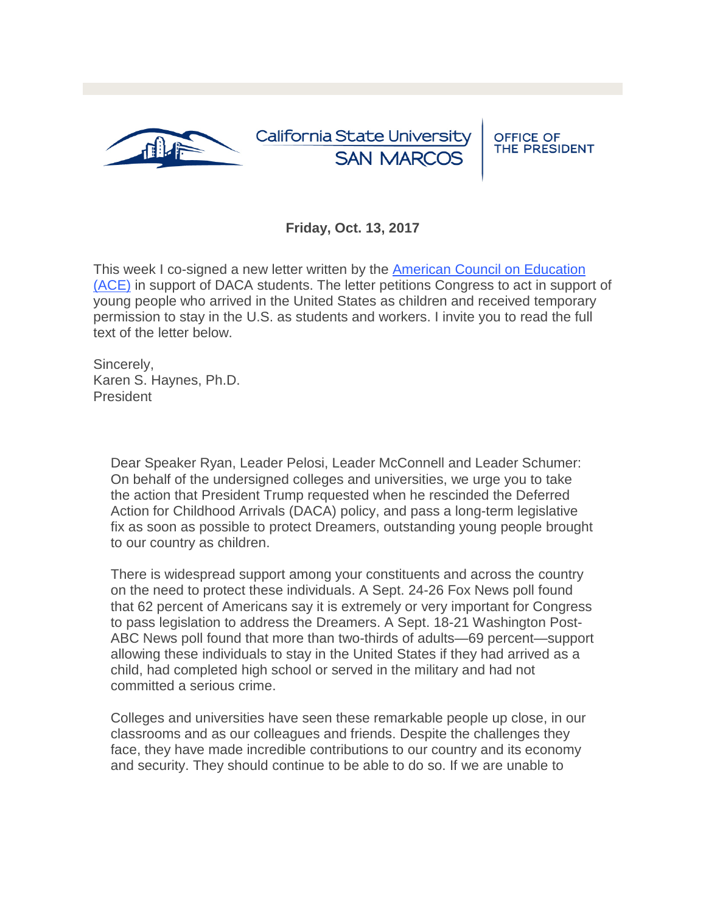California State University SAN MARCOS | OFFICE OF THE PRESIDENT

**Friday, Oct. 13, 2017**

This week I co-signed a new letter written by the [American Council on Education (ACE)]() in support of DACA students. The letter petitions Congress to act in support of young people who arrived in the United States as children and received temporary permission to stay in the U.S. as students and workers. I invite you to read the full text of the letter below.

Sincerely,
Karen S. Haynes, Ph.D.
President

> Dear Speaker Ryan, Leader Pelosi, Leader McConnell and Leader Schumer:
> On behalf of the undersigned colleges and universities, we urge you to take the action that President Trump requested when he rescinded the Deferred Action for Childhood Arrivals (DACA) policy, and pass a long-term legislative fix as soon as possible to protect Dreamers, outstanding young people brought to our country as children.
>
> There is widespread support among your constituents and across the country on the need to protect these individuals. A Sept. 24-26 Fox News poll found that 62 percent of Americans say it is extremely or very important for Congress to pass legislation to address the Dreamers. A Sept. 18-21 Washington Post-ABC News poll found that more than two-thirds of adults—69 percent—support allowing these individuals to stay in the United States if they had arrived as a child, had completed high school or served in the military and had not committed a serious crime.
>
> Colleges and universities have seen these remarkable people up close, in our classrooms and as our colleagues and friends. Despite the challenges they face, they have made incredible contributions to our country and its economy and security. They should continue to be able to do so. If we are unable to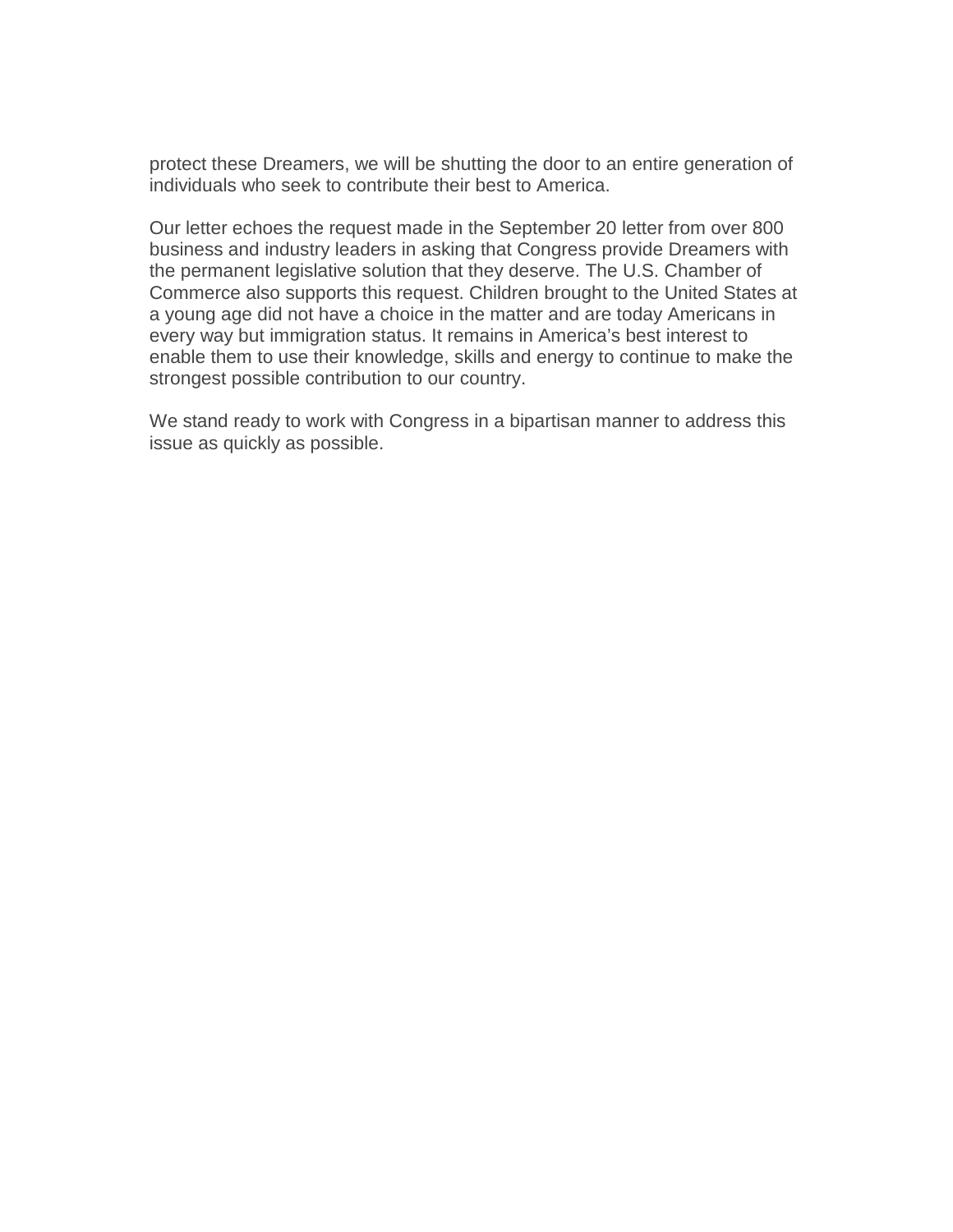protect these Dreamers, we will be shutting the door to an entire generation of individuals who seek to contribute their best to America.

Our letter echoes the request made in the September 20 letter from over 800 business and industry leaders in asking that Congress provide Dreamers with the permanent legislative solution that they deserve. The U.S. Chamber of Commerce also supports this request. Children brought to the United States at a young age did not have a choice in the matter and are today Americans in every way but immigration status. It remains in America's best interest to enable them to use their knowledge, skills and energy to continue to make the strongest possible contribution to our country.

We stand ready to work with Congress in a bipartisan manner to address this issue as quickly as possible.